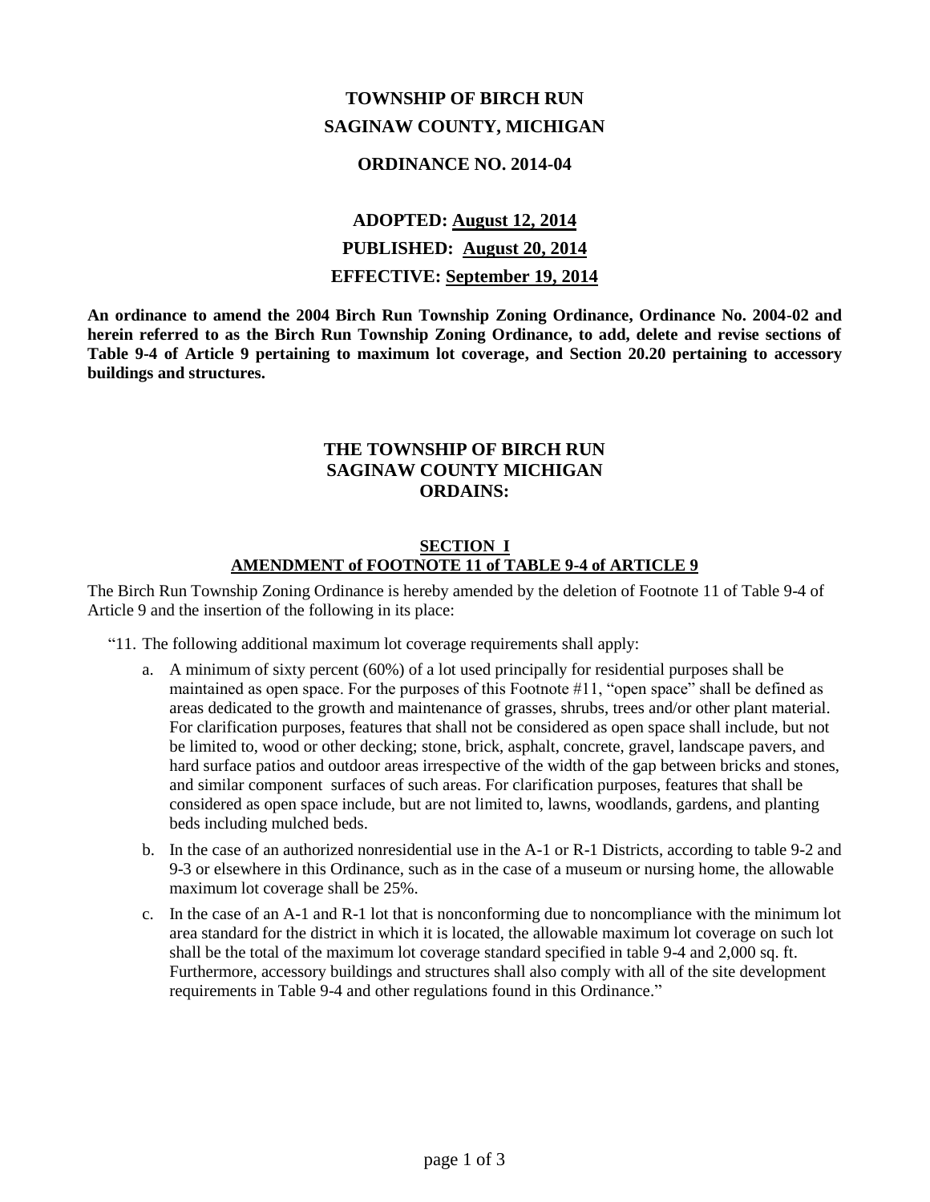# TOWNSHIP OF BIRCH RUN
# SAGINAW COUNTY, MICHIGAN

## ORDINANCE NO. 2014-04

**ADOPTED: August 12, 2014**

**PUBLISHED: August 20, 2014**

**EFFECTIVE: September 19, 2014**

**An ordinance to amend the 2004 Birch Run Township Zoning Ordinance, Ordinance No. 2004-02 and herein referred to as the Birch Run Township Zoning Ordinance, to add, delete and revise sections of Table 9-4 of Article 9 pertaining to maximum lot coverage, and Section 20.20 pertaining to accessory buildings and structures.**

**THE TOWNSHIP OF BIRCH RUN
SAGINAW COUNTY MICHIGAN
ORDAINS:**

### SECTION I
### AMENDMENT of FOOTNOTE 11 of TABLE 9-4 of ARTICLE 9

The Birch Run Township Zoning Ordinance is hereby amended by the deletion of Footnote 11 of Table 9-4 of Article 9 and the insertion of the following in its place:

"11. The following additional maximum lot coverage requirements shall apply:

a. A minimum of sixty percent (60%) of a lot used principally for residential purposes shall be maintained as open space. For the purposes of this Footnote #11, "open space" shall be defined as areas dedicated to the growth and maintenance of grasses, shrubs, trees and/or other plant material. For clarification purposes, features that shall not be considered as open space shall include, but not be limited to, wood or other decking; stone, brick, asphalt, concrete, gravel, landscape pavers, and hard surface patios and outdoor areas irrespective of the width of the gap between bricks and stones, and similar component surfaces of such areas. For clarification purposes, features that shall be considered as open space include, but are not limited to, lawns, woodlands, gardens, and planting beds including mulched beds.

b. In the case of an authorized nonresidential use in the A-1 or R-1 Districts, according to table 9-2 and 9-3 or elsewhere in this Ordinance, such as in the case of a museum or nursing home, the allowable maximum lot coverage shall be 25%.

c. In the case of an A-1 and R-1 lot that is nonconforming due to noncompliance with the minimum lot area standard for the district in which it is located, the allowable maximum lot coverage on such lot shall be the total of the maximum lot coverage standard specified in table 9-4 and 2,000 sq. ft. Furthermore, accessory buildings and structures shall also comply with all of the site development requirements in Table 9-4 and other regulations found in this Ordinance."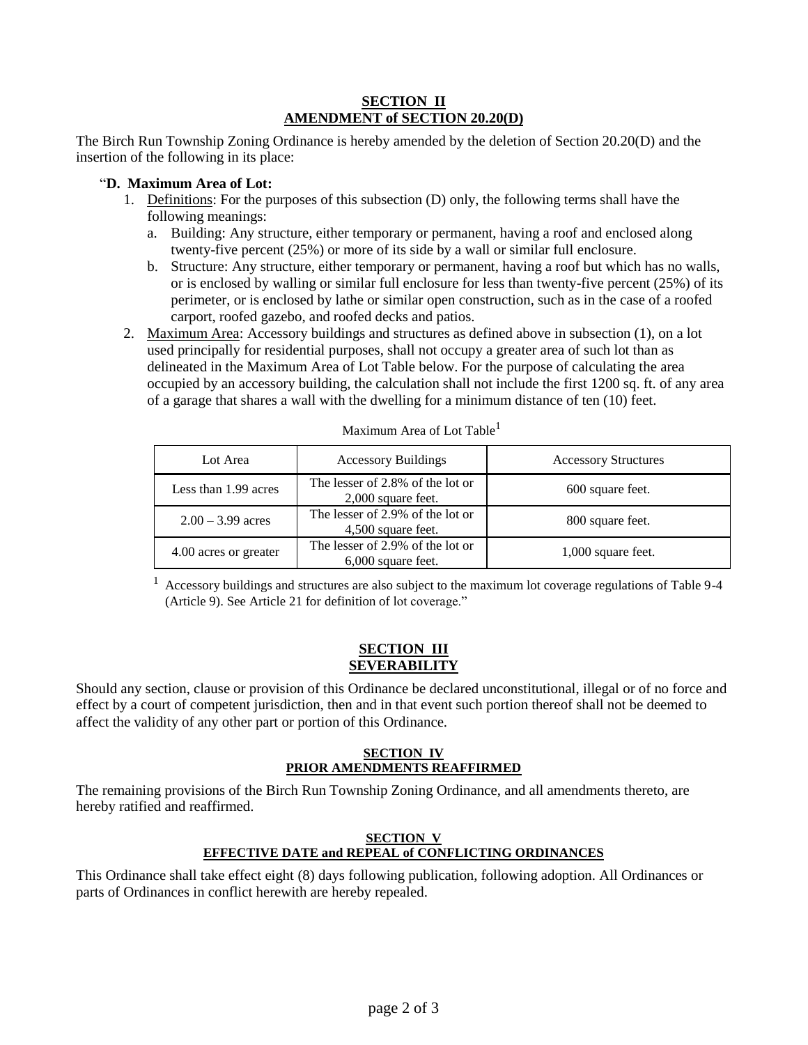## SECTION II
## AMENDMENT of SECTION 20.20(D)

The Birch Run Township Zoning Ordinance is hereby amended by the deletion of Section 20.20(D) and the insertion of the following in its place:

"**D. Maximum Area of Lot:**

1. Definitions: For the purposes of this subsection (D) only, the following terms shall have the following meanings:
   a. Building: Any structure, either temporary or permanent, having a roof and enclosed along twenty-five percent (25%) or more of its side by a wall or similar full enclosure.
   b. Structure: Any structure, either temporary or permanent, having a roof but which has no walls, or is enclosed by walling or similar full enclosure for less than twenty-five percent (25%) of its perimeter, or is enclosed by lathe or similar open construction, such as in the case of a roofed carport, roofed gazebo, and roofed decks and patios.
2. Maximum Area: Accessory buildings and structures as defined above in subsection (1), on a lot used principally for residential purposes, shall not occupy a greater area of such lot than as delineated in the Maximum Area of Lot Table below. For the purpose of calculating the area occupied by an accessory building, the calculation shall not include the first 1200 sq. ft. of any area of a garage that shares a wall with the dwelling for a minimum distance of ten (10) feet.

Maximum Area of Lot Table[1]

| Lot Area | Accessory Buildings | Accessory Structures |
|---|---|---|
| Less than 1.99 acres | The lesser of 2.8% of the lot or 2,000 square feet. | 600 square feet. |
| 2.00 – 3.99 acres | The lesser of 2.9% of the lot or 4,500 square feet. | 800 square feet. |
| 4.00 acres or greater | The lesser of 2.9% of the lot or 6,000 square feet. | 1,000 square feet. |

[1] Accessory buildings and structures are also subject to the maximum lot coverage regulations of Table 9-4 (Article 9). See Article 21 for definition of lot coverage."

## SECTION III
## SEVERABILITY

Should any section, clause or provision of this Ordinance be declared unconstitutional, illegal or of no force and effect by a court of competent jurisdiction, then and in that event such portion thereof shall not be deemed to affect the validity of any other part or portion of this Ordinance.

## SECTION IV
## PRIOR AMENDMENTS REAFFIRMED

The remaining provisions of the Birch Run Township Zoning Ordinance, and all amendments thereto, are hereby ratified and reaffirmed.

## SECTION V
## EFFECTIVE DATE and REPEAL of CONFLICTING ORDINANCES

This Ordinance shall take effect eight (8) days following publication, following adoption. All Ordinances or parts of Ordinances in conflict herewith are hereby repealed.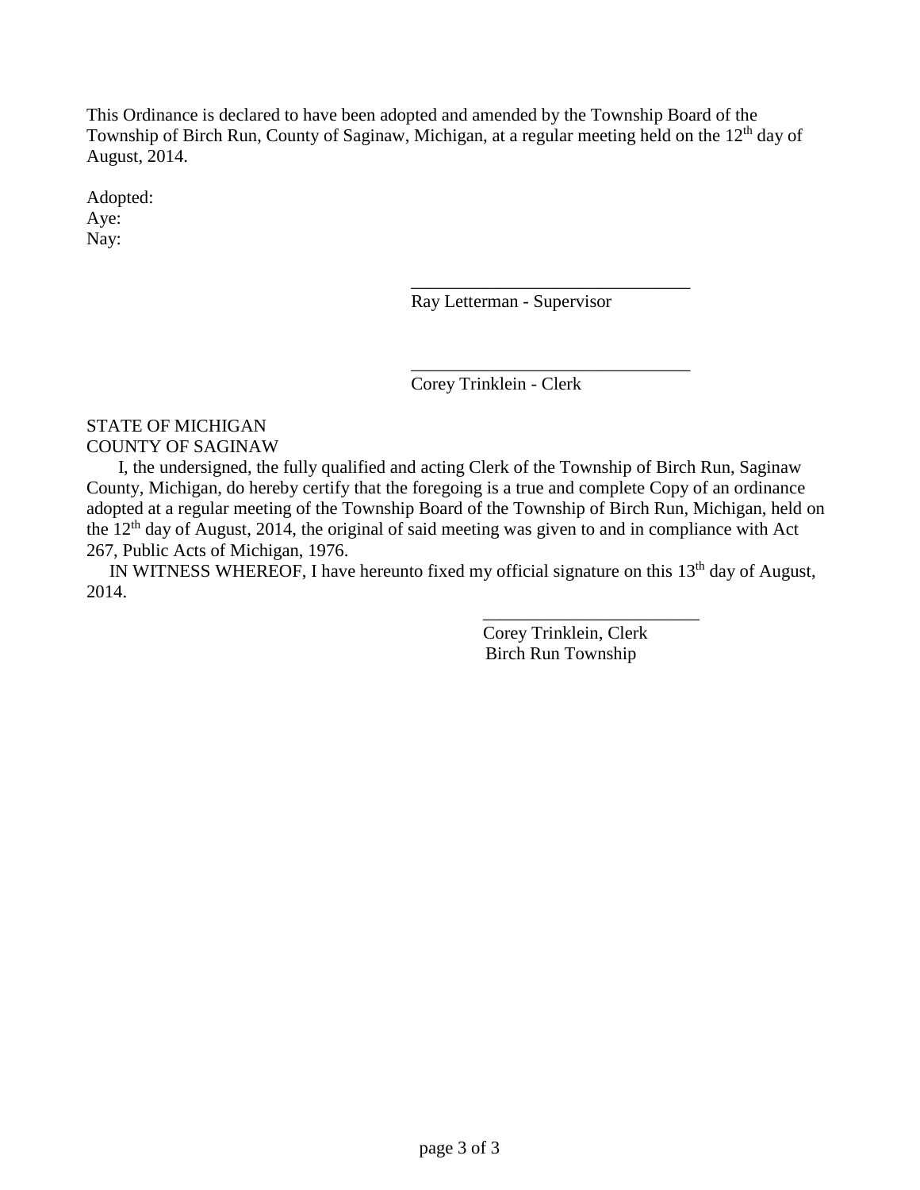This Ordinance is declared to have been adopted and amended by the Township Board of the Township of Birch Run, County of Saginaw, Michigan, at a regular meeting held on the 12th day of August, 2014.

Adopted:
Aye:
Nay:

_______________________________
Ray Letterman - Supervisor

_______________________________
Corey Trinklein - Clerk

STATE OF MICHIGAN
COUNTY OF SAGINAW

I, the undersigned, the fully qualified and acting Clerk of the Township of Birch Run, Saginaw County, Michigan, do hereby certify that the foregoing is a true and complete Copy of an ordinance adopted at a regular meeting of the Township Board of the Township of Birch Run, Michigan, held on the 12th day of August, 2014, the original of said meeting was given to and in compliance with Act 267, Public Acts of Michigan, 1976.

IN WITNESS WHEREOF, I have hereunto fixed my official signature on this 13th day of August, 2014.

________________________
Corey Trinklein, Clerk
Birch Run Township